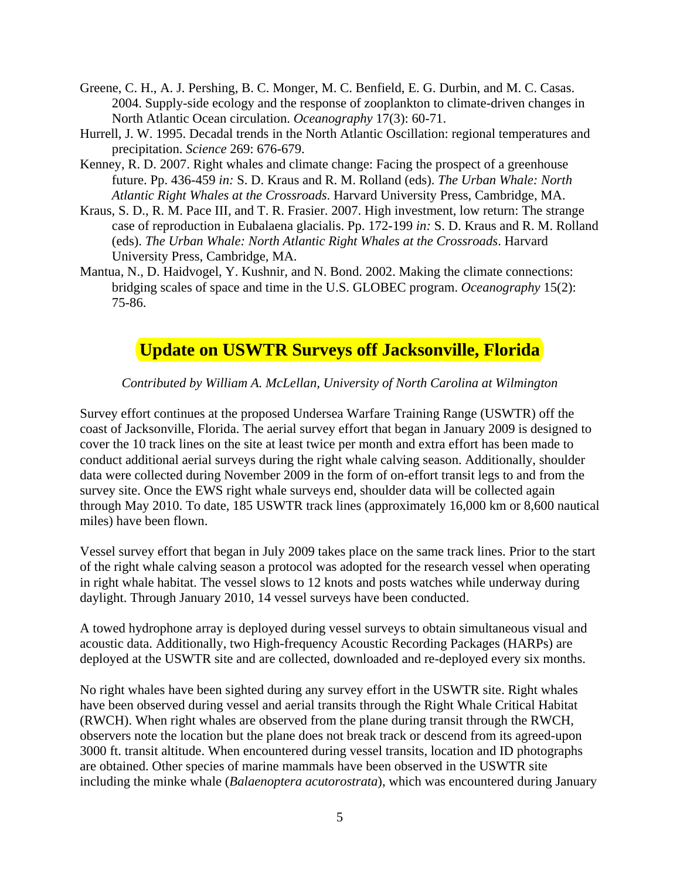Greene, C. H., A. J. Pershing, B. C. Monger, M. C. Benfield, E. G. Durbin, and M. C. Casas. 2004. Supply-side ecology and the response of zooplankton to climate-driven changes in North Atlantic Ocean circulation. *Oceanography* 17(3): 60-71.

Hurrell, J. W. 1995. Decadal trends in the North Atlantic Oscillation: regional temperatures and precipitation. *Science* 269: 676-679.

Kenney, R. D. 2007. Right whales and climate change: Facing the prospect of a greenhouse future. Pp. 436-459 *in:* S. D. Kraus and R. M. Rolland (eds). *The Urban Whale: North Atlantic Right Whales at the Crossroads*. Harvard University Press, Cambridge, MA.

Kraus, S. D., R. M. Pace III, and T. R. Frasier. 2007. High investment, low return: The strange case of reproduction in Eubalaena glacialis. Pp. 172-199 *in:* S. D. Kraus and R. M. Rolland (eds). *The Urban Whale: North Atlantic Right Whales at the Crossroads*. Harvard University Press, Cambridge, MA.

Mantua, N., D. Haidvogel, Y. Kushnir, and N. Bond. 2002. Making the climate connections: bridging scales of space and time in the U.S. GLOBEC program. *Oceanography* 15(2): 75-86.

## Update on USWTR Surveys off Jacksonville, Florida

*Contributed by William A. McLellan, University of North Carolina at Wilmington*

Survey effort continues at the proposed Undersea Warfare Training Range (USWTR) off the coast of Jacksonville, Florida. The aerial survey effort that began in January 2009 is designed to cover the 10 track lines on the site at least twice per month and extra effort has been made to conduct additional aerial surveys during the right whale calving season. Additionally, shoulder data were collected during November 2009 in the form of on-effort transit legs to and from the survey site. Once the EWS right whale surveys end, shoulder data will be collected again through May 2010. To date, 185 USWTR track lines (approximately 16,000 km or 8,600 nautical miles) have been flown.

Vessel survey effort that began in July 2009 takes place on the same track lines. Prior to the start of the right whale calving season a protocol was adopted for the research vessel when operating in right whale habitat. The vessel slows to 12 knots and posts watches while underway during daylight. Through January 2010, 14 vessel surveys have been conducted.

A towed hydrophone array is deployed during vessel surveys to obtain simultaneous visual and acoustic data. Additionally, two High-frequency Acoustic Recording Packages (HARPs) are deployed at the USWTR site and are collected, downloaded and re-deployed every six months.

No right whales have been sighted during any survey effort in the USWTR site. Right whales have been observed during vessel and aerial transits through the Right Whale Critical Habitat (RWCH). When right whales are observed from the plane during transit through the RWCH, observers note the location but the plane does not break track or descend from its agreed-upon 3000 ft. transit altitude. When encountered during vessel transits, location and ID photographs are obtained. Other species of marine mammals have been observed in the USWTR site including the minke whale (*Balaenoptera acutorostrata*), which was encountered during January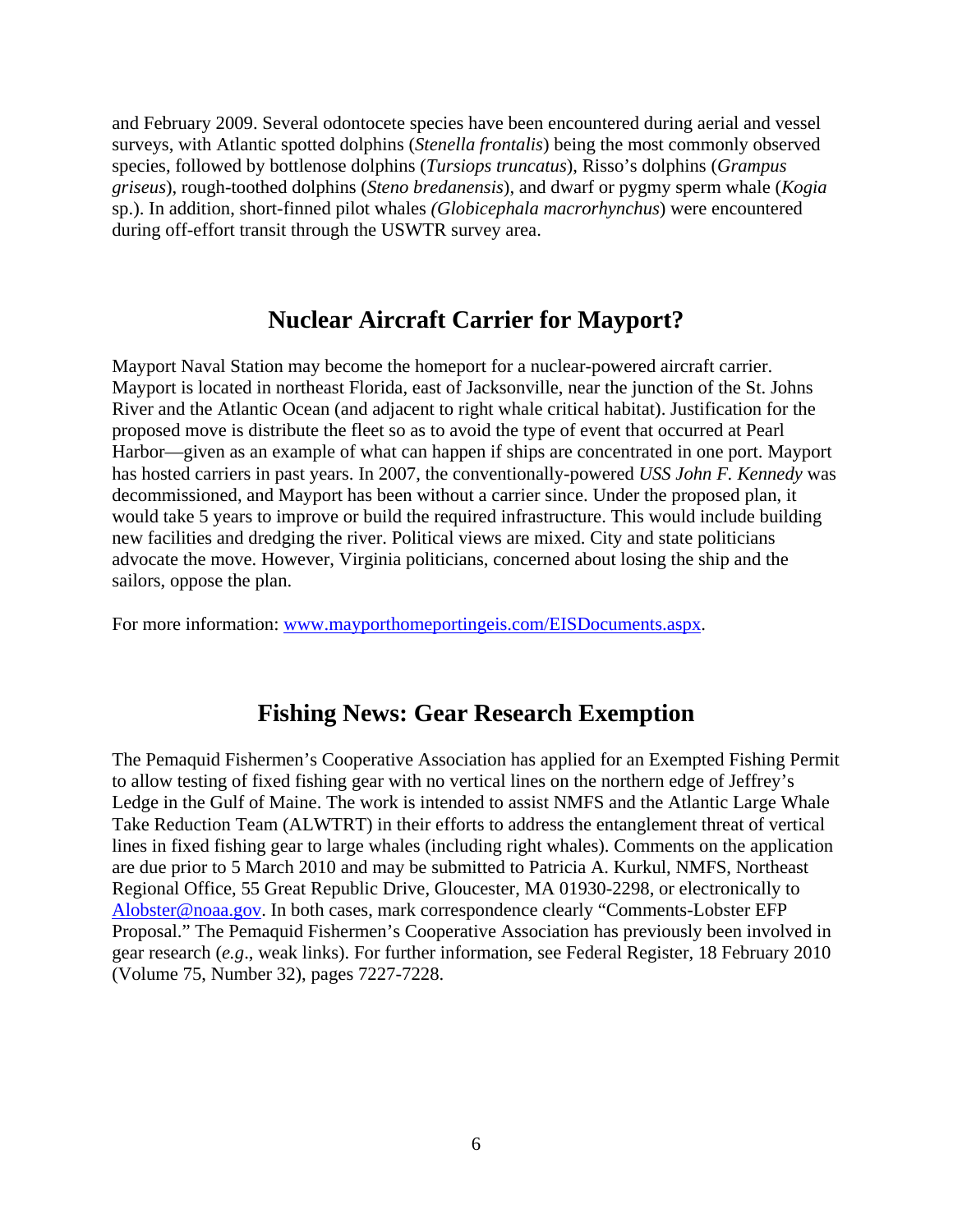and February 2009. Several odontocete species have been encountered during aerial and vessel surveys, with Atlantic spotted dolphins (*Stenella frontalis*) being the most commonly observed species, followed by bottlenose dolphins (*Tursiops truncatus*), Risso's dolphins (*Grampus griseus*), rough-toothed dolphins (*Steno bredanensis*), and dwarf or pygmy sperm whale (*Kogia* sp.). In addition, short-finned pilot whales *(Globicephala macrorhynchus*) were encountered during off-effort transit through the USWTR survey area.

## Nuclear Aircraft Carrier for Mayport?

Mayport Naval Station may become the homeport for a nuclear-powered aircraft carrier. Mayport is located in northeast Florida, east of Jacksonville, near the junction of the St. Johns River and the Atlantic Ocean (and adjacent to right whale critical habitat). Justification for the proposed move is distribute the fleet so as to avoid the type of event that occurred at Pearl Harbor—given as an example of what can happen if ships are concentrated in one port. Mayport has hosted carriers in past years. In 2007, the conventionally-powered *USS John F. Kennedy* was decommissioned, and Mayport has been without a carrier since. Under the proposed plan, it would take 5 years to improve or build the required infrastructure. This would include building new facilities and dredging the river. Political views are mixed. City and state politicians advocate the move. However, Virginia politicians, concerned about losing the ship and the sailors, oppose the plan.

For more information: [www.mayporthomeportingeis.com/EISDocuments.aspx](www.mayporthomeportingeis.com/EISDocuments.aspx).

## Fishing News: Gear Research Exemption

The Pemaquid Fishermen's Cooperative Association has applied for an Exempted Fishing Permit to allow testing of fixed fishing gear with no vertical lines on the northern edge of Jeffrey's Ledge in the Gulf of Maine. The work is intended to assist NMFS and the Atlantic Large Whale Take Reduction Team (ALWTRT) in their efforts to address the entanglement threat of vertical lines in fixed fishing gear to large whales (including right whales). Comments on the application are due prior to 5 March 2010 and may be submitted to Patricia A. Kurkul, NMFS, Northeast Regional Office, 55 Great Republic Drive, Gloucester, MA 01930-2298, or electronically to [Alobster@noaa.gov](mailto:Alobster@noaa.gov). In both cases, mark correspondence clearly "Comments-Lobster EFP Proposal." The Pemaquid Fishermen's Cooperative Association has previously been involved in gear research (*e.g*., weak links). For further information, see Federal Register, 18 February 2010 (Volume 75, Number 32), pages 7227-7228.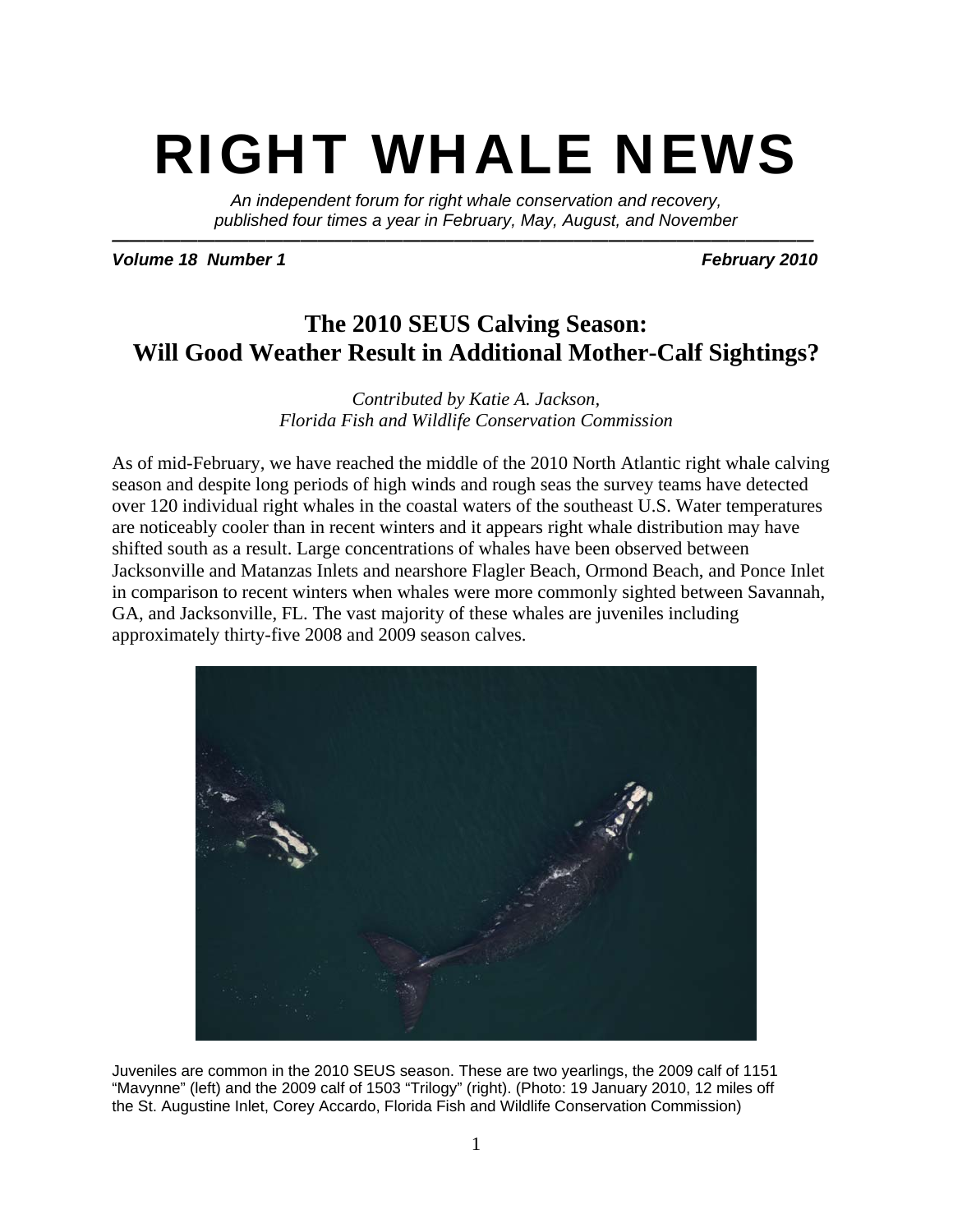# RIGHT WHALE NEWS

*An independent forum for right whale conservation and recovery, published four times a year in February, May, August, and November*

***Volume 18 Number 1*** ***February 2010***

## The 2010 SEUS Calving Season: Will Good Weather Result in Additional Mother-Calf Sightings?

*Contributed by Katie A. Jackson, Florida Fish and Wildlife Conservation Commission*

As of mid-February, we have reached the middle of the 2010 North Atlantic right whale calving season and despite long periods of high winds and rough seas the survey teams have detected over 120 individual right whales in the coastal waters of the southeast U.S. Water temperatures are noticeably cooler than in recent winters and it appears right whale distribution may have shifted south as a result. Large concentrations of whales have been observed between Jacksonville and Matanzas Inlets and nearshore Flagler Beach, Ormond Beach, and Ponce Inlet in comparison to recent winters when whales were more commonly sighted between Savannah, GA, and Jacksonville, FL. The vast majority of these whales are juveniles including approximately thirty-five 2008 and 2009 season calves.

Juveniles are common in the 2010 SEUS season. These are two yearlings, the 2009 calf of 1151 "Mavynne" (left) and the 2009 calf of 1503 "Trilogy" (right). (Photo: 19 January 2010, 12 miles off the St. Augustine Inlet, Corey Accardo, Florida Fish and Wildlife Conservation Commission)